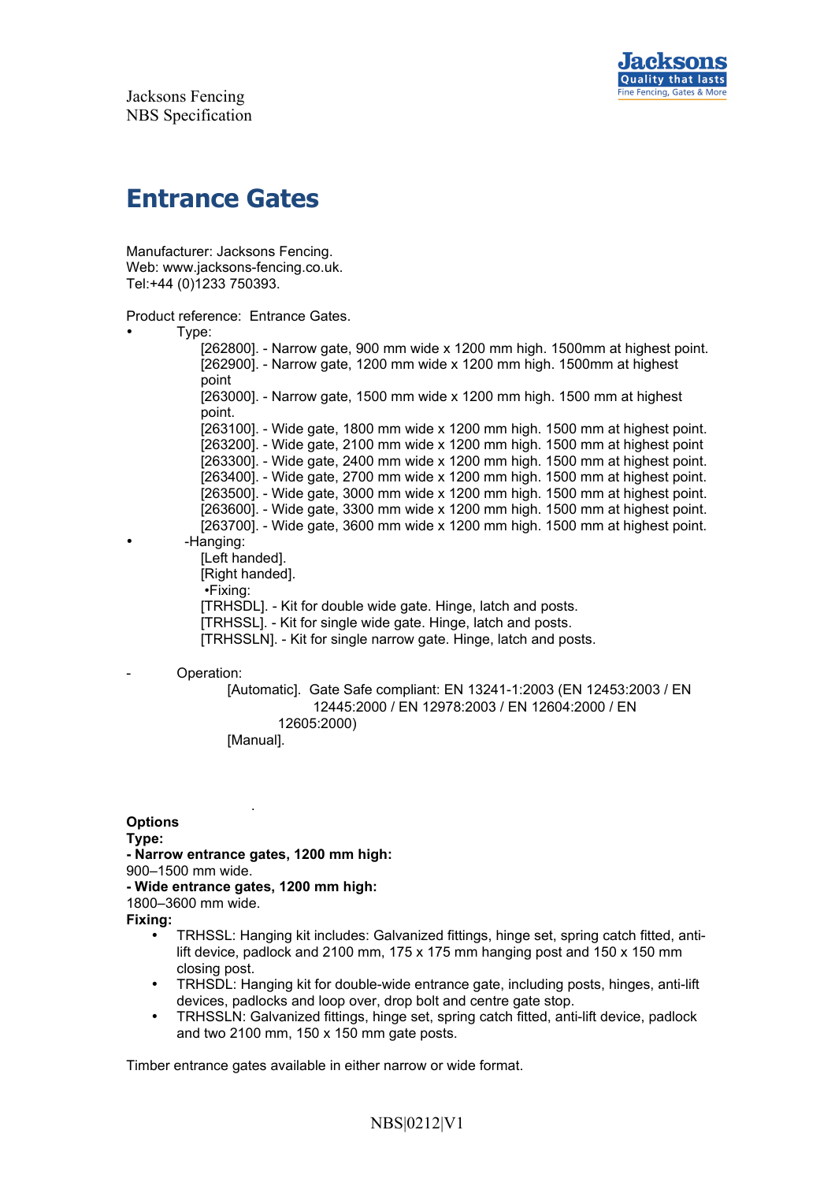Jacksons Fencing
NBS Specification

# Entrance Gates

Manufacturer: Jacksons Fencing.
Web: www.jacksons-fencing.co.uk.
Tel:+44 (0)1233 750393.

Product reference: Entrance Gates.

- Type:
  - [262800]. - Narrow gate, 900 mm wide x 1200 mm high. 1500mm at highest point.
  - [262900]. - Narrow gate, 1200 mm wide x 1200 mm high. 1500mm at highest point
  - [263000]. - Narrow gate, 1500 mm wide x 1200 mm high. 1500 mm at highest point.
  - [263100]. - Wide gate, 1800 mm wide x 1200 mm high. 1500 mm at highest point.
  - [263200]. - Wide gate, 2100 mm wide x 1200 mm high. 1500 mm at highest point
  - [263300]. - Wide gate, 2400 mm wide x 1200 mm high. 1500 mm at highest point.
  - [263400]. - Wide gate, 2700 mm wide x 1200 mm high. 1500 mm at highest point.
  - [263500]. - Wide gate, 3000 mm wide x 1200 mm high. 1500 mm at highest point.
  - [263600]. - Wide gate, 3300 mm wide x 1200 mm high. 1500 mm at highest point.
  - [263700]. - Wide gate, 3600 mm wide x 1200 mm high. 1500 mm at highest point.
- -Hanging:
  - [Left handed].
  - [Right handed].
  - •Fixing:
  - [TRHSDL]. - Kit for double wide gate. Hinge, latch and posts.
  - [TRHSSL]. - Kit for single wide gate. Hinge, latch and posts.
  - [TRHSSLN]. - Kit for single narrow gate. Hinge, latch and posts.

- Operation:
  - [Automatic]. Gate Safe compliant: EN 13241-1:2003 (EN 12453:2003 / EN 12445:2000 / EN 12978:2003 / EN 12604:2000 / EN 12605:2000)
  - [Manual].

**Options**
**Type:**
**- Narrow entrance gates, 1200 mm high:**
900–1500 mm wide.
**- Wide entrance gates, 1200 mm high:**
1800–3600 mm wide.
**Fixing:**

- TRHSSL: Hanging kit includes: Galvanized fittings, hinge set, spring catch fitted, anti-lift device, padlock and 2100 mm, 175 x 175 mm hanging post and 150 x 150 mm closing post.
- TRHSDL: Hanging kit for double-wide entrance gate, including posts, hinges, anti-lift devices, padlocks and loop over, drop bolt and centre gate stop.
- TRHSSLN: Galvanized fittings, hinge set, spring catch fitted, anti-lift device, padlock and two 2100 mm, 150 x 150 mm gate posts.

Timber entrance gates available in either narrow or wide format.

NBS|0212|V1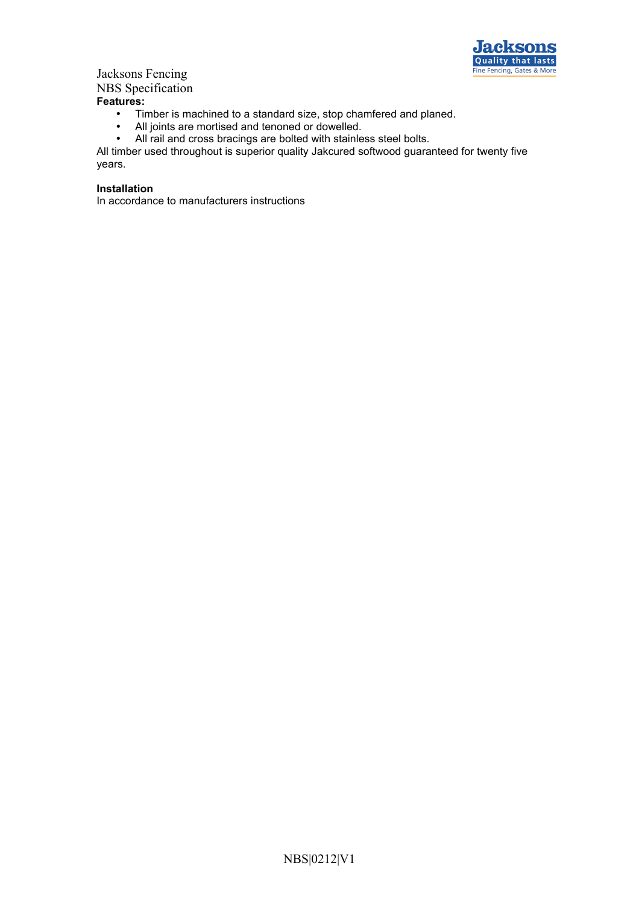Jacksons Fencing
NBS Specification

**Features:**

- Timber is machined to a standard size, stop chamfered and planed.
- All joints are mortised and tenoned or dowelled.
- All rail and cross bracings are bolted with stainless steel bolts.

All timber used throughout is superior quality Jakcured softwood guaranteed for twenty five years.

**Installation**

In accordance to manufacturers instructions